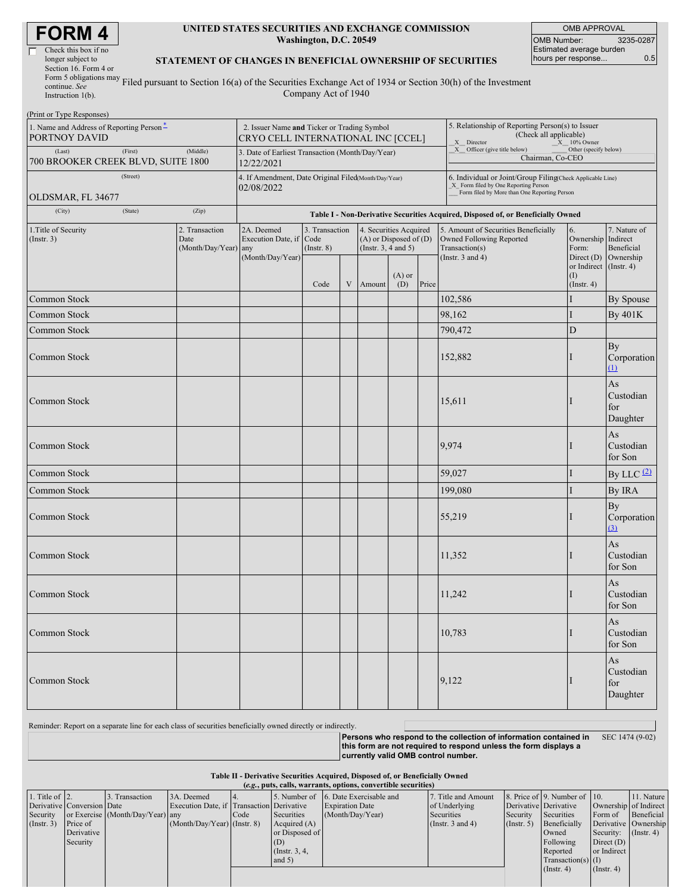# FORM 4

☐ Check this box if no longer subject to Section 16. Form 4 or Form 5 obligations may continue. *See* Instruction 1(b).

**UNITED STATES SECURITIES AND EXCHANGE COMMISSION**
**Washington, D.C. 20549**

**STATEMENT OF CHANGES IN BENEFICIAL OWNERSHIP OF SECURITIES**

Filed pursuant to Section 16(a) of the Securities Exchange Act of 1934 or Section 30(h) of the Investment Company Act of 1940

| OMB APPROVAL | |
|---|---|
| OMB Number: | 3235-0287 |
| Estimated average burden hours per response... | 0.5 |

(Print or Type Responses)

| 1. Name and Address of Reporting Person* | 2. Issuer Name and Ticker or Trading Symbol | 5. Relationship of Reporting Person(s) to Issuer (Check all applicable) |
|---|---|---|
| PORTNOY DAVID (Last) (First) (Middle) | CRYO CELL INTERNATIONAL INC [CCEL] | X Director; X 10% Owner; X Officer (give title below); Other (specify below) |
| 700 BROOKER CREEK BLVD, SUITE 1800 (Street) | 3. Date of Earliest Transaction (Month/Day/Year) 12/22/2021 | Chairman, Co-CEO |
| OLDSMAR, FL 34677 (City) (State) (Zip) | 4. If Amendment, Date Original Filed (Month/Day/Year) 02/08/2022 | 6. Individual or Joint/Group Filing (Check Applicable Line) X Form filed by One Reporting Person; Form filed by More than One Reporting Person |

**Table I - Non-Derivative Securities Acquired, Disposed of, or Beneficially Owned**

| 1.Title of Security (Instr. 3) | 2. Transaction Date (Month/Day/Year) | 2A. Deemed Execution Date, if any (Month/Day/Year) | 3. Transaction Code (Instr. 8) Code | V | 4. Securities Acquired (A) or Disposed of (D) (Instr. 3, 4 and 5) Amount | (A) or (D) | Price | 5. Amount of Securities Beneficially Owned Following Reported Transaction(s) (Instr. 3 and 4) | 6. Ownership Form: Direct (D) or Indirect (I) (Instr. 4) | 7. Nature of Indirect Beneficial Ownership (Instr. 4) |
|---|---|---|---|---|---|---|---|---|---|---|
| Common Stock | | | | | | | | 102,586 | I | By Spouse |
| Common Stock | | | | | | | | 98,162 | I | By 401K |
| Common Stock | | | | | | | | 790,472 | D | |
| Common Stock | | | | | | | | 152,882 | I | By Corporation (1) |
| Common Stock | | | | | | | | 15,611 | I | As Custodian for Daughter |
| Common Stock | | | | | | | | 9,974 | I | As Custodian for Son |
| Common Stock | | | | | | | | 59,027 | I | By LLC (2) |
| Common Stock | | | | | | | | 199,080 | I | By IRA |
| Common Stock | | | | | | | | 55,219 | I | By Corporation (3) |
| Common Stock | | | | | | | | 11,352 | I | As Custodian for Son |
| Common Stock | | | | | | | | 11,242 | I | As Custodian for Son |
| Common Stock | | | | | | | | 10,783 | I | As Custodian for Son |
| Common Stock | | | | | | | | 9,122 | I | As Custodian for Daughter |

Reminder: Report on a separate line for each class of securities beneficially owned directly or indirectly.

**Persons who respond to the collection of information contained in this form are not required to respond unless the form displays a currently valid OMB control number.** SEC 1474 (9-02)

**Table II - Derivative Securities Acquired, Disposed of, or Beneficially Owned**
**(*e.g.*, puts, calls, warrants, options, convertible securities)**

| 1. Title of Derivative Security (Instr. 3) | 2. Conversion or Exercise Price of Derivative Security | 3. Transaction Date (Month/Day/Year) | 3A. Deemed Execution Date, if any (Month/Day/Year) | 4. Transaction Code (Instr. 8) | 5. Number of Derivative Securities Acquired (A) or Disposed of (D) (Instr. 3, 4, and 5) | 6. Date Exercisable and Expiration Date (Month/Day/Year) | 7. Title and Amount of Underlying Securities (Instr. 3 and 4) | 8. Price of Derivative Security (Instr. 5) | 9. Number of Derivative Securities Beneficially Owned Following Reported Transaction(s) (Instr. 4) | 10. Ownership Form of Derivative Security: Direct (D) or Indirect (I) (Instr. 4) | 11. Nature of Indirect Beneficial Ownership (Instr. 4) |
|---|---|---|---|---|---|---|---|---|---|---|---|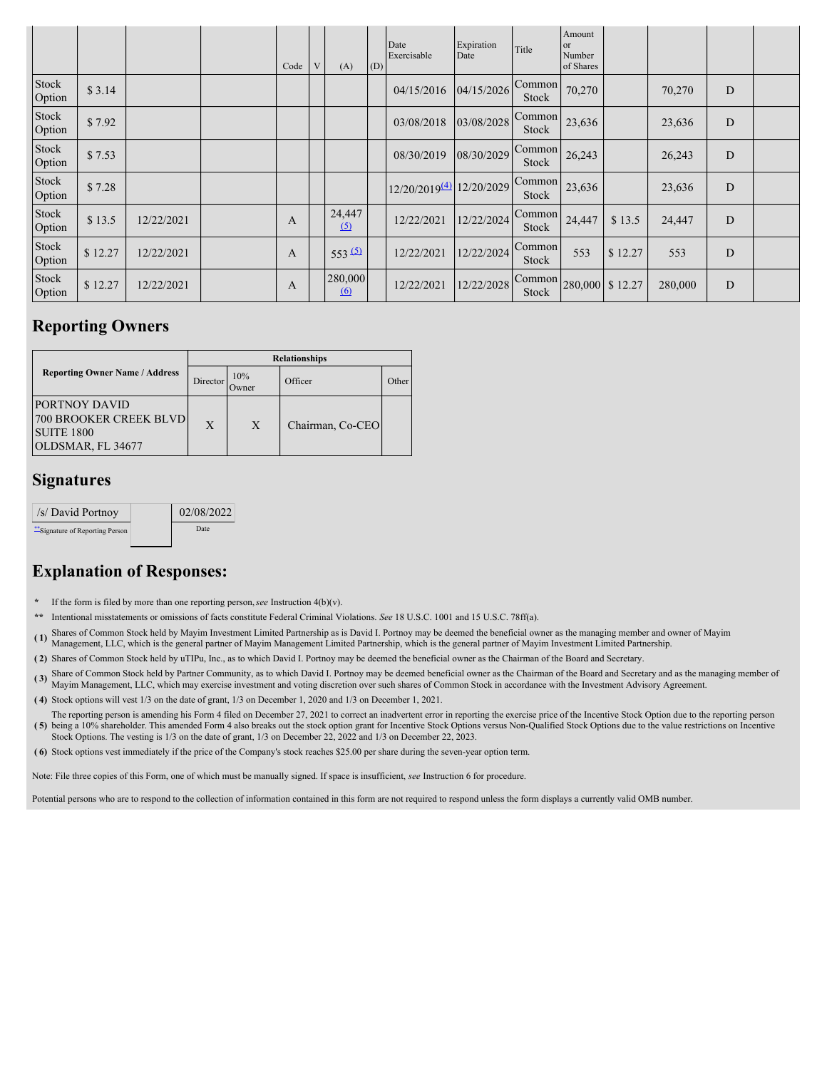| | | | | Code | V | (A) | (D) | Date Exercisable | Expiration Date | Title | Amount or Number of Shares | | | | |
|---|---|---|---|---|---|---|---|---|---|---|---|---|---|---|---|
| Stock Option | $ 3.14 | | | | | | | 04/15/2016 | 04/15/2026 | Common Stock | 70,270 | | 70,270 | D | |
| Stock Option | $ 7.92 | | | | | | | 03/08/2018 | 03/08/2028 | Common Stock | 23,636 | | 23,636 | D | |
| Stock Option | $ 7.53 | | | | | | | 08/30/2019 | 08/30/2029 | Common Stock | 26,243 | | 26,243 | D | |
| Stock Option | $ 7.28 | | | | | | | 12/20/2019 (4) | 12/20/2029 | Common Stock | 23,636 | | 23,636 | D | |
| Stock Option | $ 13.5 | 12/22/2021 | | A | | 24,447 (5) | | 12/22/2021 | 12/22/2024 | Common Stock | 24,447 | $ 13.5 | 24,447 | D | |
| Stock Option | $ 12.27 | 12/22/2021 | | A | | 553 (5) | | 12/22/2021 | 12/22/2024 | Common Stock | 553 | $ 12.27 | 553 | D | |
| Stock Option | $ 12.27 | 12/22/2021 | | A | | 280,000 (6) | | 12/22/2021 | 12/22/2028 | Common Stock | 280,000 | $ 12.27 | 280,000 | D | |

## Reporting Owners

| Reporting Owner Name / Address | Relationships | | | |
|---|---|---|---|---|
| | Director | 10% Owner | Officer | Other |
| PORTNOY DAVID<br>700 BROOKER CREEK BLVD<br>SUITE 1800<br>OLDSMAR, FL 34677 | X | X | Chairman, Co-CEO | |

## Signatures

| /s/ David Portnoy | | 02/08/2022 |
|---|---|---|
| **Signature of Reporting Person | | Date |

## Explanation of Responses:

\* If the form is filed by more than one reporting person, *see* Instruction 4(b)(v).

** Intentional misstatements or omissions of facts constitute Federal Criminal Violations. *See* 18 U.S.C. 1001 and 15 U.S.C. 78ff(a).

(1) Shares of Common Stock held by Mayim Investment Limited Partnership as is David I. Portnoy may be deemed the beneficial owner as the managing member and owner of Mayim Management, LLC, which is the general partner of Mayim Management Limited Partnership, which is the general partner of Mayim Investment Limited Partnership.

(2) Shares of Common Stock held by uTIPu, Inc., as to which David I. Portnoy may be deemed the beneficial owner as the Chairman of the Board and Secretary.

(3) Share of Common Stock held by Partner Community, as to which David I. Portnoy may be deemed beneficial owner as the Chairman of the Board and Secretary and as the managing member of Mayim Management, LLC, which may exercise investment and voting discretion over such shares of Common Stock in accordance with the Investment Advisory Agreement.

(4) Stock options will vest 1/3 on the date of grant, 1/3 on December 1, 2020 and 1/3 on December 1, 2021.

(5) The reporting person is amending his Form 4 filed on December 27, 2021 to correct an inadvertent error in reporting the exercise price of the Incentive Stock Option due to the reporting person being a 10% shareholder. This amended Form 4 also breaks out the stock option grant for Incentive Stock Options versus Non-Qualified Stock Options due to the value restrictions on Incentive Stock Options. The vesting is 1/3 on the date of grant, 1/3 on December 22, 2022 and 1/3 on December 22, 2023.

(6) Stock options vest immediately if the price of the Company's stock reaches $25.00 per share during the seven-year option term.

Note: File three copies of this Form, one of which must be manually signed. If space is insufficient, *see* Instruction 6 for procedure.

Potential persons who are to respond to the collection of information contained in this form are not required to respond unless the form displays a currently valid OMB number.